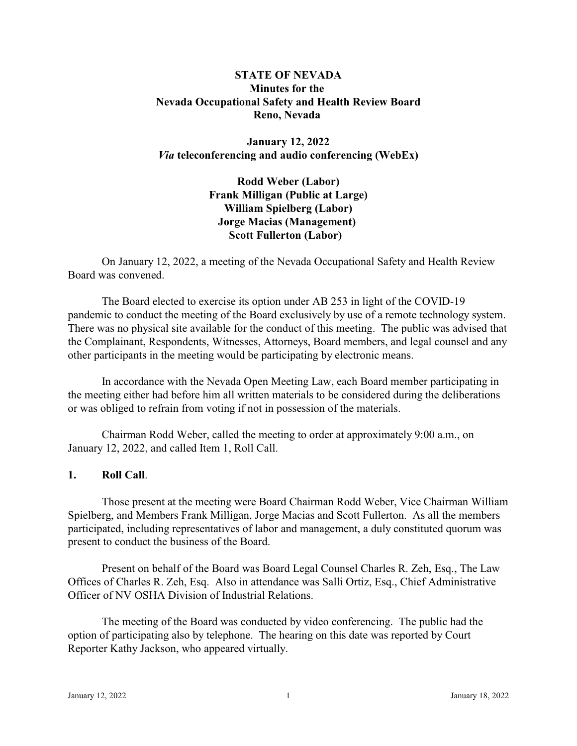**STATE OF NEVADA**
**Minutes for the**
**Nevada Occupational Safety and Health Review Board**
**Reno, Nevada**

**January 12, 2022**
***Via* teleconferencing and audio conferencing (WebEx)**

**Rodd Weber (Labor)**
**Frank Milligan (Public at Large)**
**William Spielberg (Labor)**
**Jorge Macias (Management)**
**Scott Fullerton (Labor)**

On January 12, 2022, a meeting of the Nevada Occupational Safety and Health Review Board was convened.

The Board elected to exercise its option under AB 253 in light of the COVID-19 pandemic to conduct the meeting of the Board exclusively by use of a remote technology system. There was no physical site available for the conduct of this meeting. The public was advised that the Complainant, Respondents, Witnesses, Attorneys, Board members, and legal counsel and any other participants in the meeting would be participating by electronic means.

In accordance with the Nevada Open Meeting Law, each Board member participating in the meeting either had before him all written materials to be considered during the deliberations or was obliged to refrain from voting if not in possession of the materials.

Chairman Rodd Weber, called the meeting to order at approximately 9:00 a.m., on January 12, 2022, and called Item 1, Roll Call.

**1. Roll Call**.

Those present at the meeting were Board Chairman Rodd Weber, Vice Chairman William Spielberg, and Members Frank Milligan, Jorge Macias and Scott Fullerton. As all the members participated, including representatives of labor and management, a duly constituted quorum was present to conduct the business of the Board.

Present on behalf of the Board was Board Legal Counsel Charles R. Zeh, Esq., The Law Offices of Charles R. Zeh, Esq. Also in attendance was Salli Ortiz, Esq., Chief Administrative Officer of NV OSHA Division of Industrial Relations.

The meeting of the Board was conducted by video conferencing. The public had the option of participating also by telephone. The hearing on this date was reported by Court Reporter Kathy Jackson, who appeared virtually.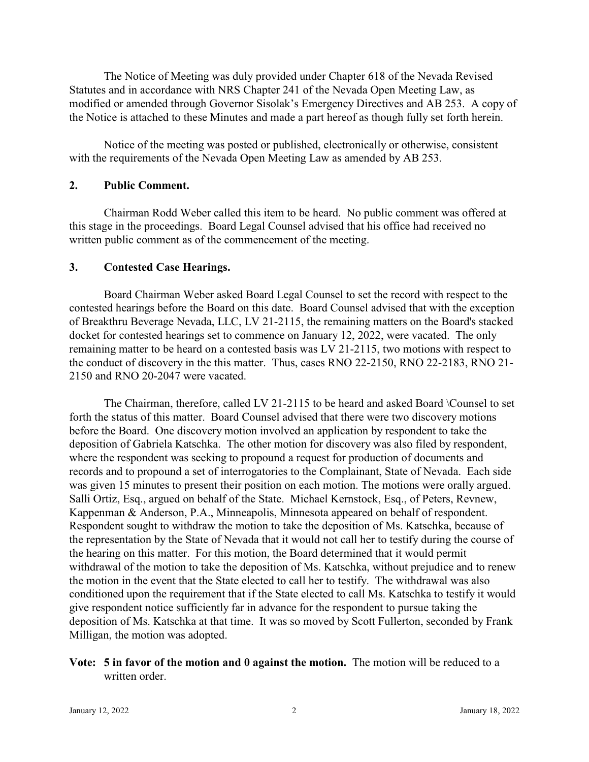The Notice of Meeting was duly provided under Chapter 618 of the Nevada Revised Statutes and in accordance with NRS Chapter 241 of the Nevada Open Meeting Law, as modified or amended through Governor Sisolak's Emergency Directives and AB 253. A copy of the Notice is attached to these Minutes and made a part hereof as though fully set forth herein.

Notice of the meeting was posted or published, electronically or otherwise, consistent with the requirements of the Nevada Open Meeting Law as amended by AB 253.

**2. Public Comment.**

Chairman Rodd Weber called this item to be heard. No public comment was offered at this stage in the proceedings. Board Legal Counsel advised that his office had received no written public comment as of the commencement of the meeting.

**3. Contested Case Hearings.**

Board Chairman Weber asked Board Legal Counsel to set the record with respect to the contested hearings before the Board on this date. Board Counsel advised that with the exception of Breakthru Beverage Nevada, LLC, LV 21-2115, the remaining matters on the Board's stacked docket for contested hearings set to commence on January 12, 2022, were vacated. The only remaining matter to be heard on a contested basis was LV 21-2115, two motions with respect to the conduct of discovery in the this matter. Thus, cases RNO 22-2150, RNO 22-2183, RNO 21-2150 and RNO 20-2047 were vacated.

The Chairman, therefore, called LV 21-2115 to be heard and asked Board \Counsel to set forth the status of this matter. Board Counsel advised that there were two discovery motions before the Board. One discovery motion involved an application by respondent to take the deposition of Gabriela Katschka. The other motion for discovery was also filed by respondent, where the respondent was seeking to propound a request for production of documents and records and to propound a set of interrogatories to the Complainant, State of Nevada. Each side was given 15 minutes to present their position on each motion. The motions were orally argued. Salli Ortiz, Esq., argued on behalf of the State. Michael Kernstock, Esq., of Peters, Revnew, Kappenman & Anderson, P.A., Minneapolis, Minnesota appeared on behalf of respondent. Respondent sought to withdraw the motion to take the deposition of Ms. Katschka, because of the representation by the State of Nevada that it would not call her to testify during the course of the hearing on this matter. For this motion, the Board determined that it would permit withdrawal of the motion to take the deposition of Ms. Katschka, without prejudice and to renew the motion in the event that the State elected to call her to testify. The withdrawal was also conditioned upon the requirement that if the State elected to call Ms. Katschka to testify it would give respondent notice sufficiently far in advance for the respondent to pursue taking the deposition of Ms. Katschka at that time. It was so moved by Scott Fullerton, seconded by Frank Milligan, the motion was adopted.

**Vote: 5 in favor of the motion and 0 against the motion.** The motion will be reduced to a written order.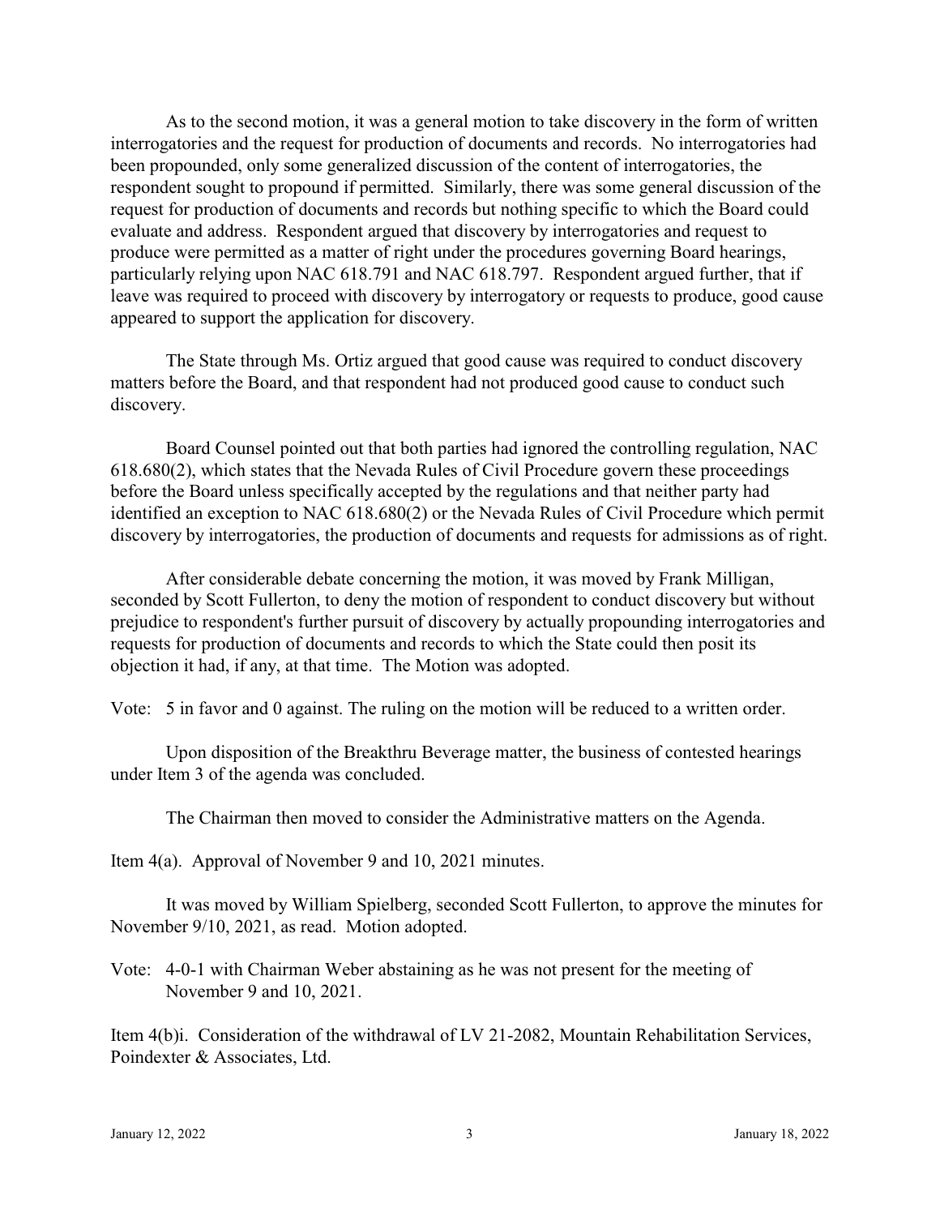As to the second motion, it was a general motion to take discovery in the form of written interrogatories and the request for production of documents and records. No interrogatories had been propounded, only some generalized discussion of the content of interrogatories, the respondent sought to propound if permitted. Similarly, there was some general discussion of the request for production of documents and records but nothing specific to which the Board could evaluate and address. Respondent argued that discovery by interrogatories and request to produce were permitted as a matter of right under the procedures governing Board hearings, particularly relying upon NAC 618.791 and NAC 618.797. Respondent argued further, that if leave was required to proceed with discovery by interrogatory or requests to produce, good cause appeared to support the application for discovery.

The State through Ms. Ortiz argued that good cause was required to conduct discovery matters before the Board, and that respondent had not produced good cause to conduct such discovery.

Board Counsel pointed out that both parties had ignored the controlling regulation, NAC 618.680(2), which states that the Nevada Rules of Civil Procedure govern these proceedings before the Board unless specifically accepted by the regulations and that neither party had identified an exception to NAC 618.680(2) or the Nevada Rules of Civil Procedure which permit discovery by interrogatories, the production of documents and requests for admissions as of right.

After considerable debate concerning the motion, it was moved by Frank Milligan, seconded by Scott Fullerton, to deny the motion of respondent to conduct discovery but without prejudice to respondent's further pursuit of discovery by actually propounding interrogatories and requests for production of documents and records to which the State could then posit its objection it had, if any, at that time. The Motion was adopted.

Vote: 5 in favor and 0 against. The ruling on the motion will be reduced to a written order.

Upon disposition of the Breakthru Beverage matter, the business of contested hearings under Item 3 of the agenda was concluded.

The Chairman then moved to consider the Administrative matters on the Agenda.

Item 4(a). Approval of November 9 and 10, 2021 minutes.

It was moved by William Spielberg, seconded Scott Fullerton, to approve the minutes for November 9/10, 2021, as read. Motion adopted.

Vote: 4-0-1 with Chairman Weber abstaining as he was not present for the meeting of November 9 and 10, 2021.

Item 4(b)i. Consideration of the withdrawal of LV 21-2082, Mountain Rehabilitation Services, Poindexter & Associates, Ltd.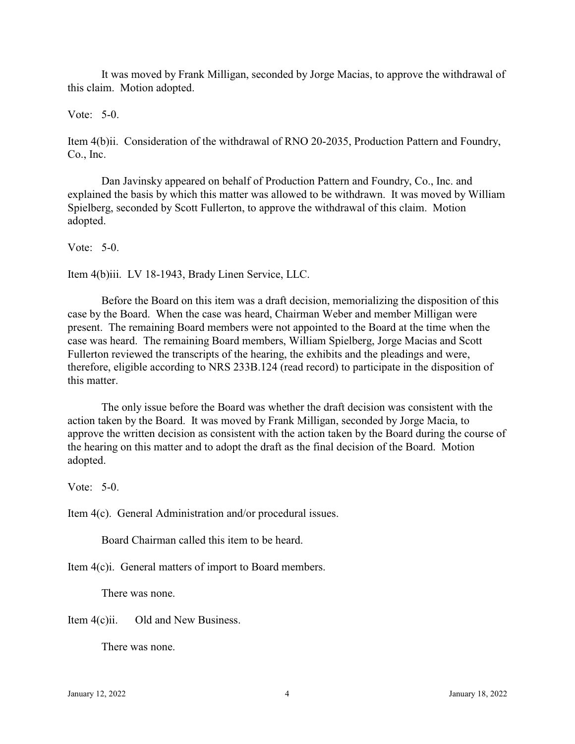It was moved by Frank Milligan, seconded by Jorge Macias, to approve the withdrawal of this claim. Motion adopted.

Vote: 5-0.

Item 4(b)ii. Consideration of the withdrawal of RNO 20-2035, Production Pattern and Foundry, Co., Inc.

Dan Javinsky appeared on behalf of Production Pattern and Foundry, Co., Inc. and explained the basis by which this matter was allowed to be withdrawn. It was moved by William Spielberg, seconded by Scott Fullerton, to approve the withdrawal of this claim. Motion adopted.

Vote: 5-0.

Item 4(b)iii. LV 18-1943, Brady Linen Service, LLC.

Before the Board on this item was a draft decision, memorializing the disposition of this case by the Board. When the case was heard, Chairman Weber and member Milligan were present. The remaining Board members were not appointed to the Board at the time when the case was heard. The remaining Board members, William Spielberg, Jorge Macias and Scott Fullerton reviewed the transcripts of the hearing, the exhibits and the pleadings and were, therefore, eligible according to NRS 233B.124 (read record) to participate in the disposition of this matter.

The only issue before the Board was whether the draft decision was consistent with the action taken by the Board. It was moved by Frank Milligan, seconded by Jorge Macia, to approve the written decision as consistent with the action taken by the Board during the course of the hearing on this matter and to adopt the draft as the final decision of the Board. Motion adopted.

Vote: 5-0.

Item 4(c). General Administration and/or procedural issues.

Board Chairman called this item to be heard.

Item 4(c)i. General matters of import to Board members.

There was none.

Item 4(c)ii. Old and New Business.

There was none.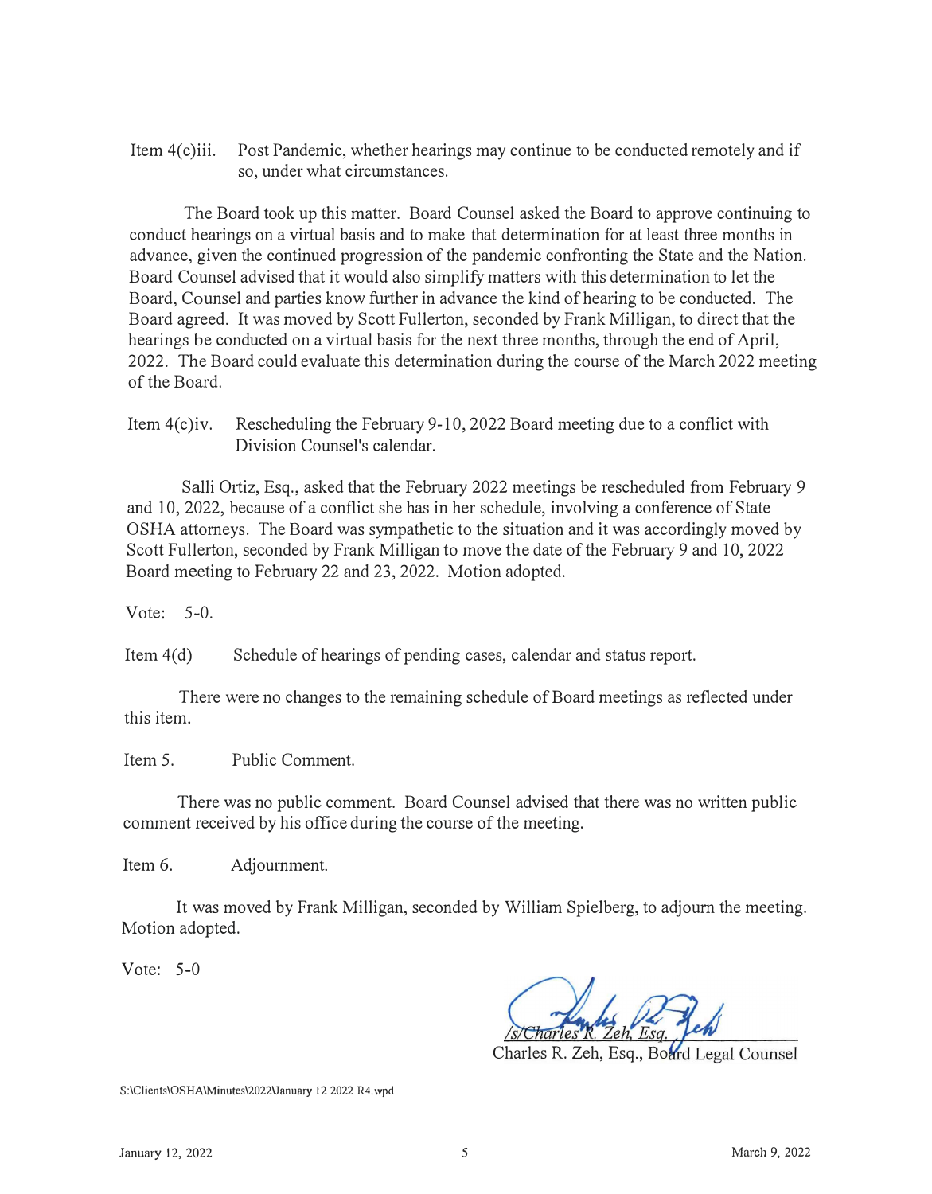Item 4(c)iii. Post Pandemic, whether hearings may continue to be conducted remotely and if so, under what circumstances.

The Board took up this matter. Board Counsel asked the Board to approve continuing to conduct hearings on a virtual basis and to make that determination for at least three months in advance, given the continued progression of the pandemic confronting the State and the Nation. Board Counsel advised that it would also simplify matters with this determination to let the Board, Counsel and parties know further in advance the kind of hearing to be conducted. The Board agreed. It was moved by Scott Fullerton, seconded by Frank Milligan, to direct that the hearings be conducted on a virtual basis for the next three months, through the end of April, 2022. The Board could evaluate this determination during the course of the March 2022 meeting of the Board.

Item 4(c)iv. Rescheduling the February 9-10, 2022 Board meeting due to a conflict with Division Counsel's calendar.

Salli Ortiz, Esq., asked that the February 2022 meetings be rescheduled from February 9 and 10, 2022, because of a conflict she has in her schedule, involving a conference of State OSHA attorneys. The Board was sympathetic to the situation and it was accordingly moved by Scott Fullerton, seconded by Frank Milligan to move the date of the February 9 and 10, 2022 Board meeting to February 22 and 23, 2022. Motion adopted.

Vote: 5-0.

Item 4(d) Schedule of hearings of pending cases, calendar and status report.

There were no changes to the remaining schedule of Board meetings as reflected under this item.

Item 5. Public Comment.

There was no public comment. Board Counsel advised that there was no written public comment received by his office during the course of the meeting.

Item 6. Adjournment.

It was moved by Frank Milligan, seconded by William Spielberg, to adjourn the meeting. Motion adopted.

Vote: 5-0

/s/Charles R. Zeh, Esq.

Charles R. Zeh, Esq., Board Legal Counsel

S:\Clients\OSHA\Minutes\2022\January 12 2022 R4.wpd

January 12, 2022 March 9, 2022